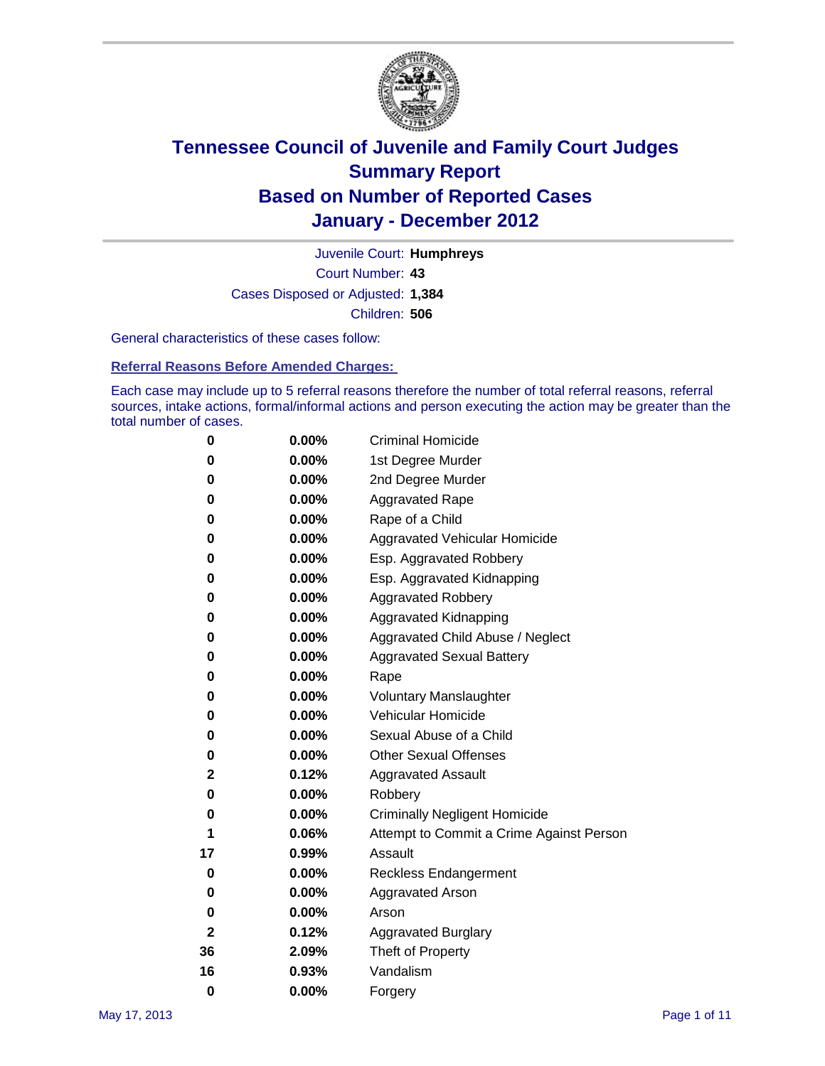# Tennessee Council of Juvenile and Family Court Judges
## Summary Report
## Based on Number of Reported Cases
## January - December 2012

Juvenile Court: **Humphreys**
Court Number: **43**
Cases Disposed or Adjusted: **1,384**
Children: **506**

General characteristics of these cases follow:

### Referral Reasons Before Amended Charges:

Each case may include up to 5 referral reasons therefore the number of total referral reasons, referral sources, intake actions, formal/informal actions and person executing the action may be greater than the total number of cases.

| | | |
|---|---|---|
| 0 | 0.00% | Criminal Homicide |
| 0 | 0.00% | 1st Degree Murder |
| 0 | 0.00% | 2nd Degree Murder |
| 0 | 0.00% | Aggravated Rape |
| 0 | 0.00% | Rape of a Child |
| 0 | 0.00% | Aggravated Vehicular Homicide |
| 0 | 0.00% | Esp. Aggravated Robbery |
| 0 | 0.00% | Esp. Aggravated Kidnapping |
| 0 | 0.00% | Aggravated Robbery |
| 0 | 0.00% | Aggravated Kidnapping |
| 0 | 0.00% | Aggravated Child Abuse / Neglect |
| 0 | 0.00% | Aggravated Sexual Battery |
| 0 | 0.00% | Rape |
| 0 | 0.00% | Voluntary Manslaughter |
| 0 | 0.00% | Vehicular Homicide |
| 0 | 0.00% | Sexual Abuse of a Child |
| 0 | 0.00% | Other Sexual Offenses |
| 2 | 0.12% | Aggravated Assault |
| 0 | 0.00% | Robbery |
| 0 | 0.00% | Criminally Negligent Homicide |
| 1 | 0.06% | Attempt to Commit a Crime Against Person |
| 17 | 0.99% | Assault |
| 0 | 0.00% | Reckless Endangerment |
| 0 | 0.00% | Aggravated Arson |
| 0 | 0.00% | Arson |
| 2 | 0.12% | Aggravated Burglary |
| 36 | 2.09% | Theft of Property |
| 16 | 0.93% | Vandalism |
| 0 | 0.00% | Forgery |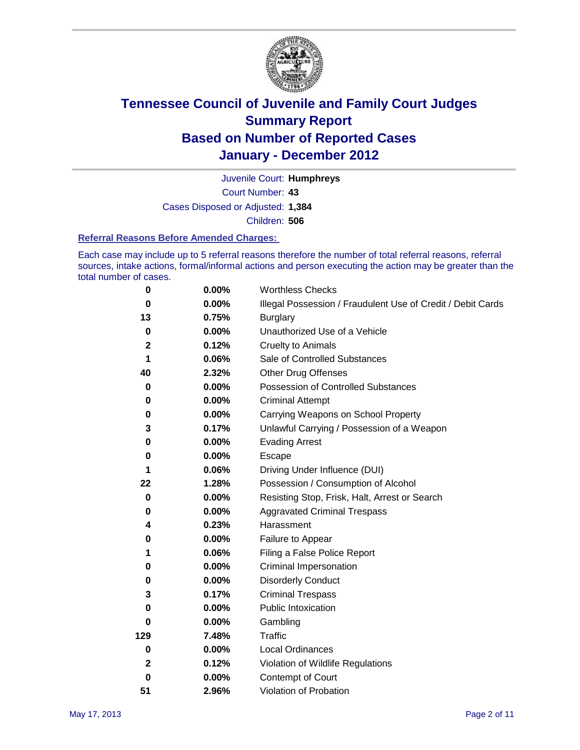# Tennessee Council of Juvenile and Family Court Judges
## Summary Report
## Based on Number of Reported Cases
## January - December 2012

Juvenile Court: **Humphreys**
Court Number: **43**
Cases Disposed or Adjusted: **1,384**
Children: **506**

### Referral Reasons Before Amended Charges:

Each case may include up to 5 referral reasons therefore the number of total referral reasons, referral sources, intake actions, formal/informal actions and person executing the action may be greater than the total number of cases.

| | | |
|---|---|---|
| 0 | 0.00% | Worthless Checks |
| 0 | 0.00% | Illegal Possession / Fraudulent Use of Credit / Debit Cards |
| 13 | 0.75% | Burglary |
| 0 | 0.00% | Unauthorized Use of a Vehicle |
| 2 | 0.12% | Cruelty to Animals |
| 1 | 0.06% | Sale of Controlled Substances |
| 40 | 2.32% | Other Drug Offenses |
| 0 | 0.00% | Possession of Controlled Substances |
| 0 | 0.00% | Criminal Attempt |
| 0 | 0.00% | Carrying Weapons on School Property |
| 3 | 0.17% | Unlawful Carrying / Possession of a Weapon |
| 0 | 0.00% | Evading Arrest |
| 0 | 0.00% | Escape |
| 1 | 0.06% | Driving Under Influence (DUI) |
| 22 | 1.28% | Possession / Consumption of Alcohol |
| 0 | 0.00% | Resisting Stop, Frisk, Halt, Arrest or Search |
| 0 | 0.00% | Aggravated Criminal Trespass |
| 4 | 0.23% | Harassment |
| 0 | 0.00% | Failure to Appear |
| 1 | 0.06% | Filing a False Police Report |
| 0 | 0.00% | Criminal Impersonation |
| 0 | 0.00% | Disorderly Conduct |
| 3 | 0.17% | Criminal Trespass |
| 0 | 0.00% | Public Intoxication |
| 0 | 0.00% | Gambling |
| 129 | 7.48% | Traffic |
| 0 | 0.00% | Local Ordinances |
| 2 | 0.12% | Violation of Wildlife Regulations |
| 0 | 0.00% | Contempt of Court |
| 51 | 2.96% | Violation of Probation |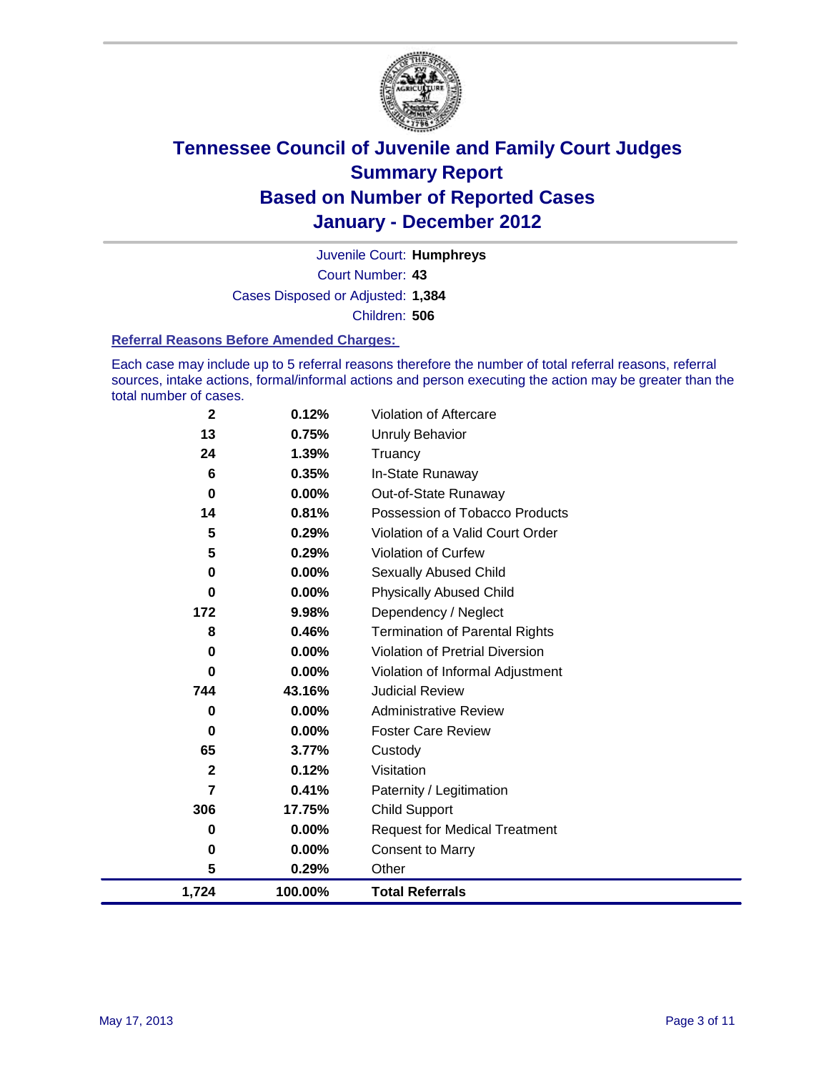# Tennessee Council of Juvenile and Family Court Judges
## Summary Report
## Based on Number of Reported Cases
## January - December 2012

Juvenile Court: **Humphreys**

Court Number: **43**

Cases Disposed or Adjusted: **1,384**

Children: **506**

### Referral Reasons Before Amended Charges:

Each case may include up to 5 referral reasons therefore the number of total referral reasons, referral sources, intake actions, formal/informal actions and person executing the action may be greater than the total number of cases.

| | | |
|---|---|---|
| 2 | 0.12% | Violation of Aftercare |
| 13 | 0.75% | Unruly Behavior |
| 24 | 1.39% | Truancy |
| 6 | 0.35% | In-State Runaway |
| 0 | 0.00% | Out-of-State Runaway |
| 14 | 0.81% | Possession of Tobacco Products |
| 5 | 0.29% | Violation of a Valid Court Order |
| 5 | 0.29% | Violation of Curfew |
| 0 | 0.00% | Sexually Abused Child |
| 0 | 0.00% | Physically Abused Child |
| 172 | 9.98% | Dependency / Neglect |
| 8 | 0.46% | Termination of Parental Rights |
| 0 | 0.00% | Violation of Pretrial Diversion |
| 0 | 0.00% | Violation of Informal Adjustment |
| 744 | 43.16% | Judicial Review |
| 0 | 0.00% | Administrative Review |
| 0 | 0.00% | Foster Care Review |
| 65 | 3.77% | Custody |
| 2 | 0.12% | Visitation |
| 7 | 0.41% | Paternity / Legitimation |
| 306 | 17.75% | Child Support |
| 0 | 0.00% | Request for Medical Treatment |
| 0 | 0.00% | Consent to Marry |
| 5 | 0.29% | Other |
| **1,724** | **100.00%** | **Total Referrals** |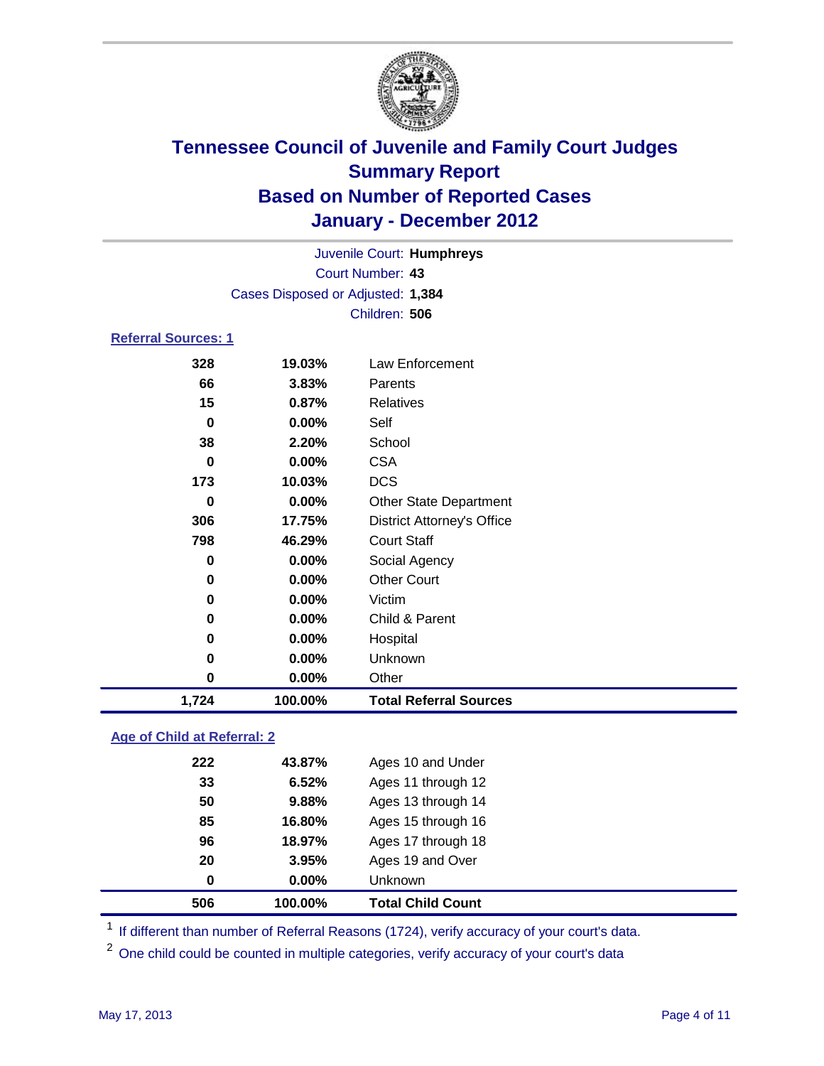# Tennessee Council of Juvenile and Family Court Judges
## Summary Report
## Based on Number of Reported Cases
## January - December 2012

Juvenile Court: **Humphreys**
Court Number: **43**
Cases Disposed or Adjusted: **1,384**
Children: **506**

### Referral Sources: 1

| Count | Percent | Source |
|---|---|---|
| 328 | 19.03% | Law Enforcement |
| 66 | 3.83% | Parents |
| 15 | 0.87% | Relatives |
| 0 | 0.00% | Self |
| 38 | 2.20% | School |
| 0 | 0.00% | CSA |
| 173 | 10.03% | DCS |
| 0 | 0.00% | Other State Department |
| 306 | 17.75% | District Attorney's Office |
| 798 | 46.29% | Court Staff |
| 0 | 0.00% | Social Agency |
| 0 | 0.00% | Other Court |
| 0 | 0.00% | Victim |
| 0 | 0.00% | Child & Parent |
| 0 | 0.00% | Hospital |
| 0 | 0.00% | Unknown |
| 0 | 0.00% | Other |
| **1,724** | **100.00%** | **Total Referral Sources** |

### Age of Child at Referral: 2

| Count | Percent | Age |
|---|---|---|
| 222 | 43.87% | Ages 10 and Under |
| 33 | 6.52% | Ages 11 through 12 |
| 50 | 9.88% | Ages 13 through 14 |
| 85 | 16.80% | Ages 15 through 16 |
| 96 | 18.97% | Ages 17 through 18 |
| 20 | 3.95% | Ages 19 and Over |
| 0 | 0.00% | Unknown |
| **506** | **100.00%** | **Total Child Count** |

[1] If different than number of Referral Reasons (1724), verify accuracy of your court's data.

[2] One child could be counted in multiple categories, verify accuracy of your court's data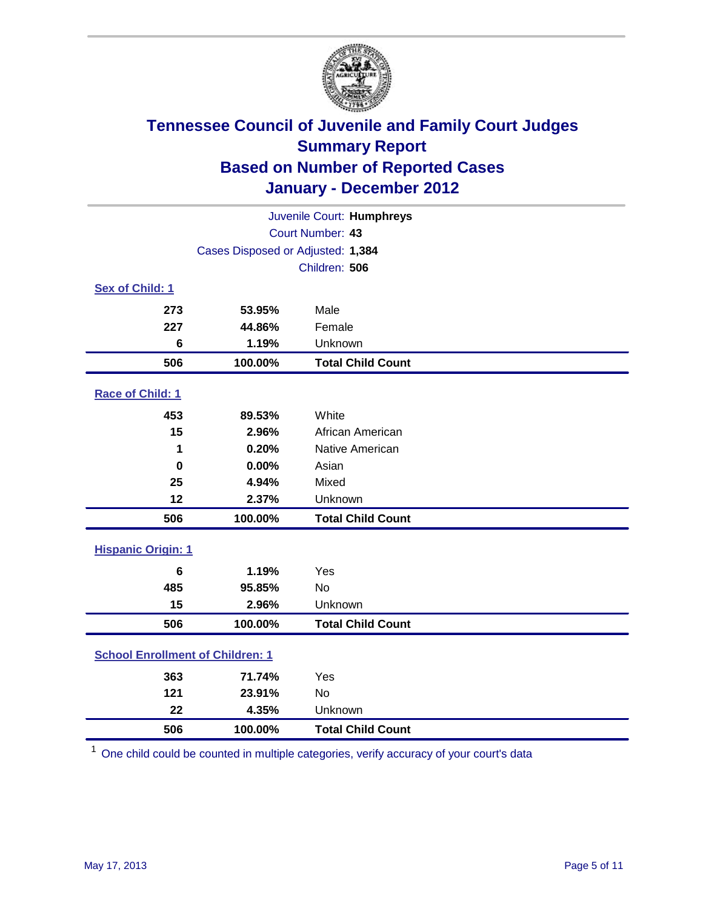# Tennessee Council of Juvenile and Family Court Judges
## Summary Report
## Based on Number of Reported Cases
## January - December 2012

Juvenile Court: **Humphreys**
Court Number: **43**
Cases Disposed or Adjusted: **1,384**
Children: **506**

### Sex of Child: 1

| | | |
|---|---|---|
| 273 | 53.95% | Male |
| 227 | 44.86% | Female |
| 6 | 1.19% | Unknown |
| **506** | **100.00%** | **Total Child Count** |

### Race of Child: 1

| | | |
|---|---|---|
| 453 | 89.53% | White |
| 15 | 2.96% | African American |
| 1 | 0.20% | Native American |
| 0 | 0.00% | Asian |
| 25 | 4.94% | Mixed |
| 12 | 2.37% | Unknown |
| **506** | **100.00%** | **Total Child Count** |

### Hispanic Origin: 1

| | | |
|---|---|---|
| 6 | 1.19% | Yes |
| 485 | 95.85% | No |
| 15 | 2.96% | Unknown |
| **506** | **100.00%** | **Total Child Count** |

### School Enrollment of Children: 1

| | | |
|---|---|---|
| 363 | 71.74% | Yes |
| 121 | 23.91% | No |
| 22 | 4.35% | Unknown |
| **506** | **100.00%** | **Total Child Count** |

[1] One child could be counted in multiple categories, verify accuracy of your court's data

May 17, 2013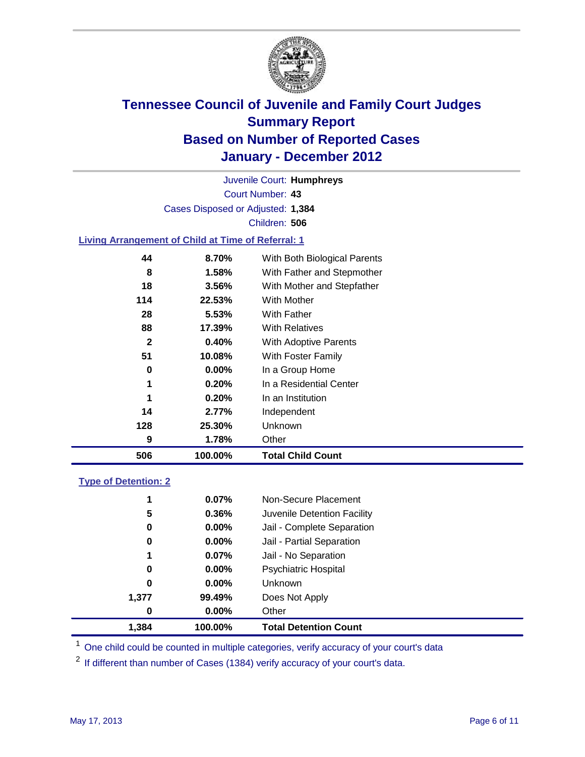# Tennessee Council of Juvenile and Family Court Judges
## Summary Report
## Based on Number of Reported Cases
## January - December 2012

Juvenile Court: **Humphreys**

Court Number: **43**

Cases Disposed or Adjusted: **1,384**

Children: **506**

### Living Arrangement of Child at Time of Referral: 1

| | | |
|---|---|---|
| 44 | 8.70% | With Both Biological Parents |
| 8 | 1.58% | With Father and Stepmother |
| 18 | 3.56% | With Mother and Stepfather |
| 114 | 22.53% | With Mother |
| 28 | 5.53% | With Father |
| 88 | 17.39% | With Relatives |
| 2 | 0.40% | With Adoptive Parents |
| 51 | 10.08% | With Foster Family |
| 0 | 0.00% | In a Group Home |
| 1 | 0.20% | In a Residential Center |
| 1 | 0.20% | In an Institution |
| 14 | 2.77% | Independent |
| 128 | 25.30% | Unknown |
| 9 | 1.78% | Other |
| **506** | **100.00%** | **Total Child Count** |

### Type of Detention: 2

| | | |
|---|---|---|
| 1 | 0.07% | Non-Secure Placement |
| 5 | 0.36% | Juvenile Detention Facility |
| 0 | 0.00% | Jail - Complete Separation |
| 0 | 0.00% | Jail - Partial Separation |
| 1 | 0.07% | Jail - No Separation |
| 0 | 0.00% | Psychiatric Hospital |
| 0 | 0.00% | Unknown |
| 1,377 | 99.49% | Does Not Apply |
| 0 | 0.00% | Other |
| **1,384** | **100.00%** | **Total Detention Count** |

[1] One child could be counted in multiple categories, verify accuracy of your court's data

[2] If different than number of Cases (1384) verify accuracy of your court's data.

May 17, 2013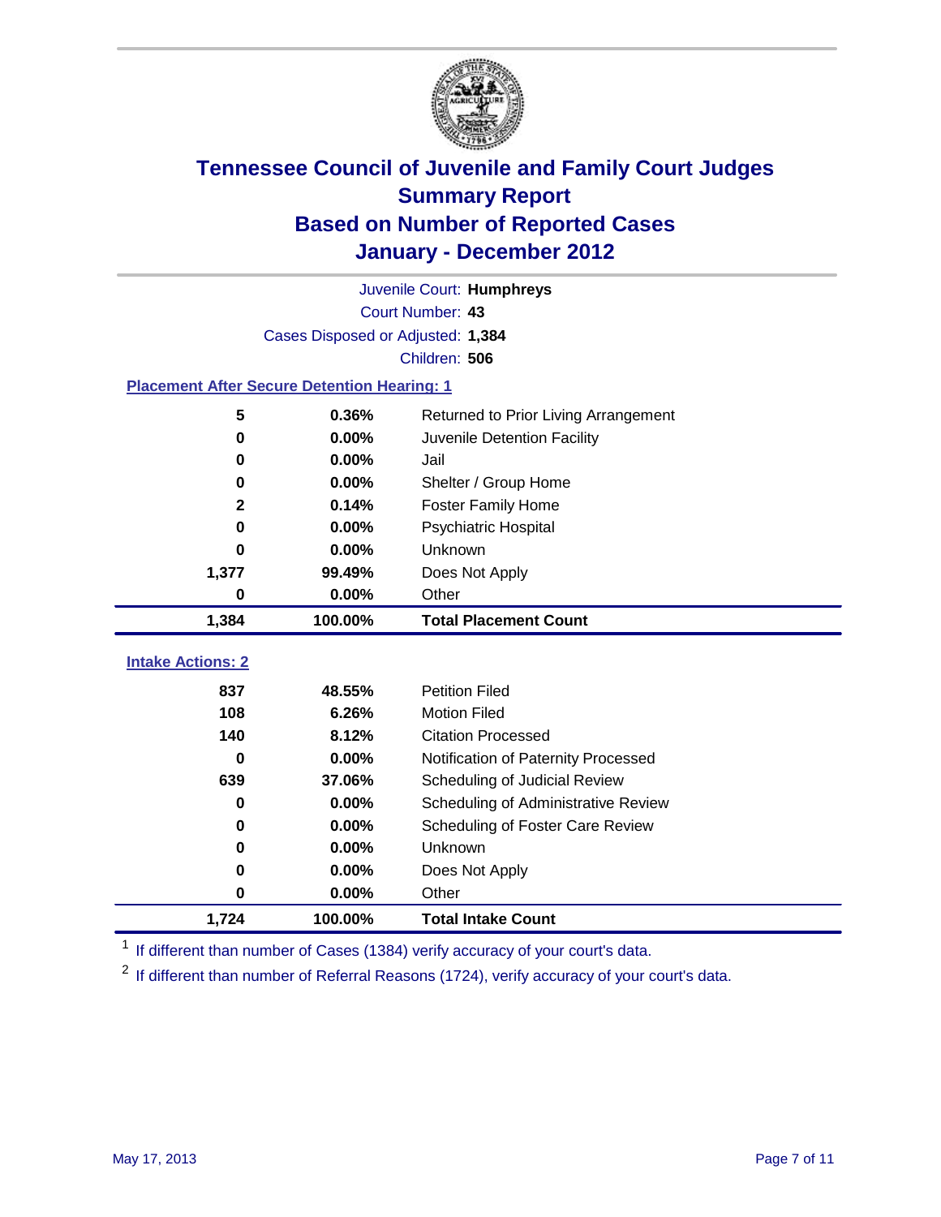# Tennessee Council of Juvenile and Family Court Judges
## Summary Report
## Based on Number of Reported Cases
## January - December 2012

Juvenile Court: **Humphreys**

Court Number: **43**

Cases Disposed or Adjusted: **1,384**

Children: **506**

### Placement After Secure Detention Hearing: 1

| Count | Percent | Placement |
|---|---|---|
| 5 | 0.36% | Returned to Prior Living Arrangement |
| 0 | 0.00% | Juvenile Detention Facility |
| 0 | 0.00% | Jail |
| 0 | 0.00% | Shelter / Group Home |
| 2 | 0.14% | Foster Family Home |
| 0 | 0.00% | Psychiatric Hospital |
| 0 | 0.00% | Unknown |
| 1,377 | 99.49% | Does Not Apply |
| 0 | 0.00% | Other |
| **1,384** | **100.00%** | **Total Placement Count** |

### Intake Actions: 2

| Count | Percent | Intake Action |
|---|---|---|
| 837 | 48.55% | Petition Filed |
| 108 | 6.26% | Motion Filed |
| 140 | 8.12% | Citation Processed |
| 0 | 0.00% | Notification of Paternity Processed |
| 639 | 37.06% | Scheduling of Judicial Review |
| 0 | 0.00% | Scheduling of Administrative Review |
| 0 | 0.00% | Scheduling of Foster Care Review |
| 0 | 0.00% | Unknown |
| 0 | 0.00% | Does Not Apply |
| 0 | 0.00% | Other |
| **1,724** | **100.00%** | **Total Intake Count** |

[1] If different than number of Cases (1384) verify accuracy of your court's data.

[2] If different than number of Referral Reasons (1724), verify accuracy of your court's data.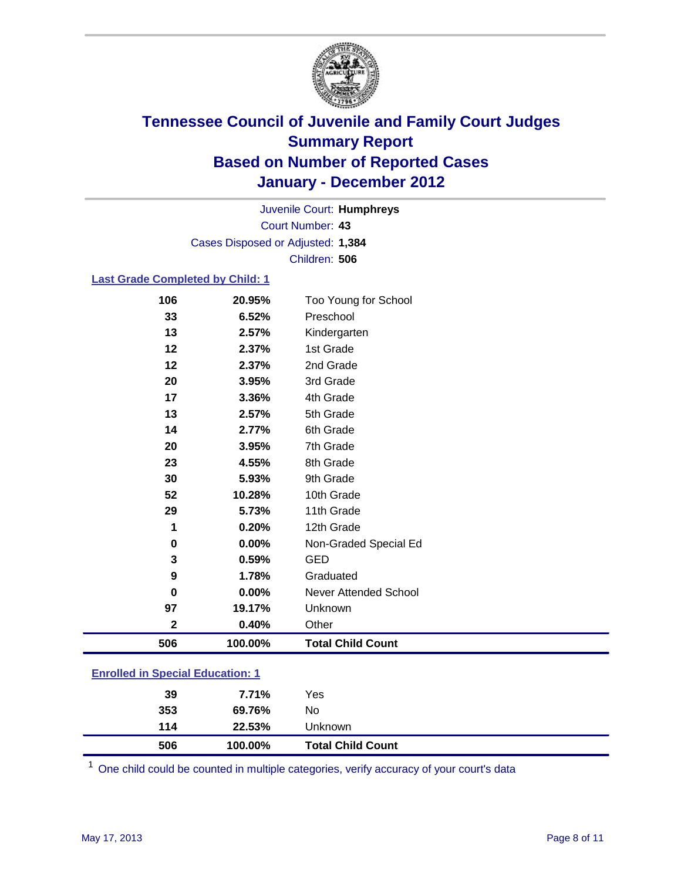# Tennessee Council of Juvenile and Family Court Judges
## Summary Report
## Based on Number of Reported Cases
## January - December 2012

Juvenile Court: **Humphreys**
Court Number: **43**
Cases Disposed or Adjusted: **1,384**
Children: **506**

### Last Grade Completed by Child: 1

| Count | Percent | Category |
|---|---|---|
| 106 | 20.95% | Too Young for School |
| 33 | 6.52% | Preschool |
| 13 | 2.57% | Kindergarten |
| 12 | 2.37% | 1st Grade |
| 12 | 2.37% | 2nd Grade |
| 20 | 3.95% | 3rd Grade |
| 17 | 3.36% | 4th Grade |
| 13 | 2.57% | 5th Grade |
| 14 | 2.77% | 6th Grade |
| 20 | 3.95% | 7th Grade |
| 23 | 4.55% | 8th Grade |
| 30 | 5.93% | 9th Grade |
| 52 | 10.28% | 10th Grade |
| 29 | 5.73% | 11th Grade |
| 1 | 0.20% | 12th Grade |
| 0 | 0.00% | Non-Graded Special Ed |
| 3 | 0.59% | GED |
| 9 | 1.78% | Graduated |
| 0 | 0.00% | Never Attended School |
| 97 | 19.17% | Unknown |
| 2 | 0.40% | Other |
| **506** | **100.00%** | **Total Child Count** |

### Enrolled in Special Education: 1

| Count | Percent | Category |
|---|---|---|
| 39 | 7.71% | Yes |
| 353 | 69.76% | No |
| 114 | 22.53% | Unknown |
| **506** | **100.00%** | **Total Child Count** |

[1] One child could be counted in multiple categories, verify accuracy of your court's data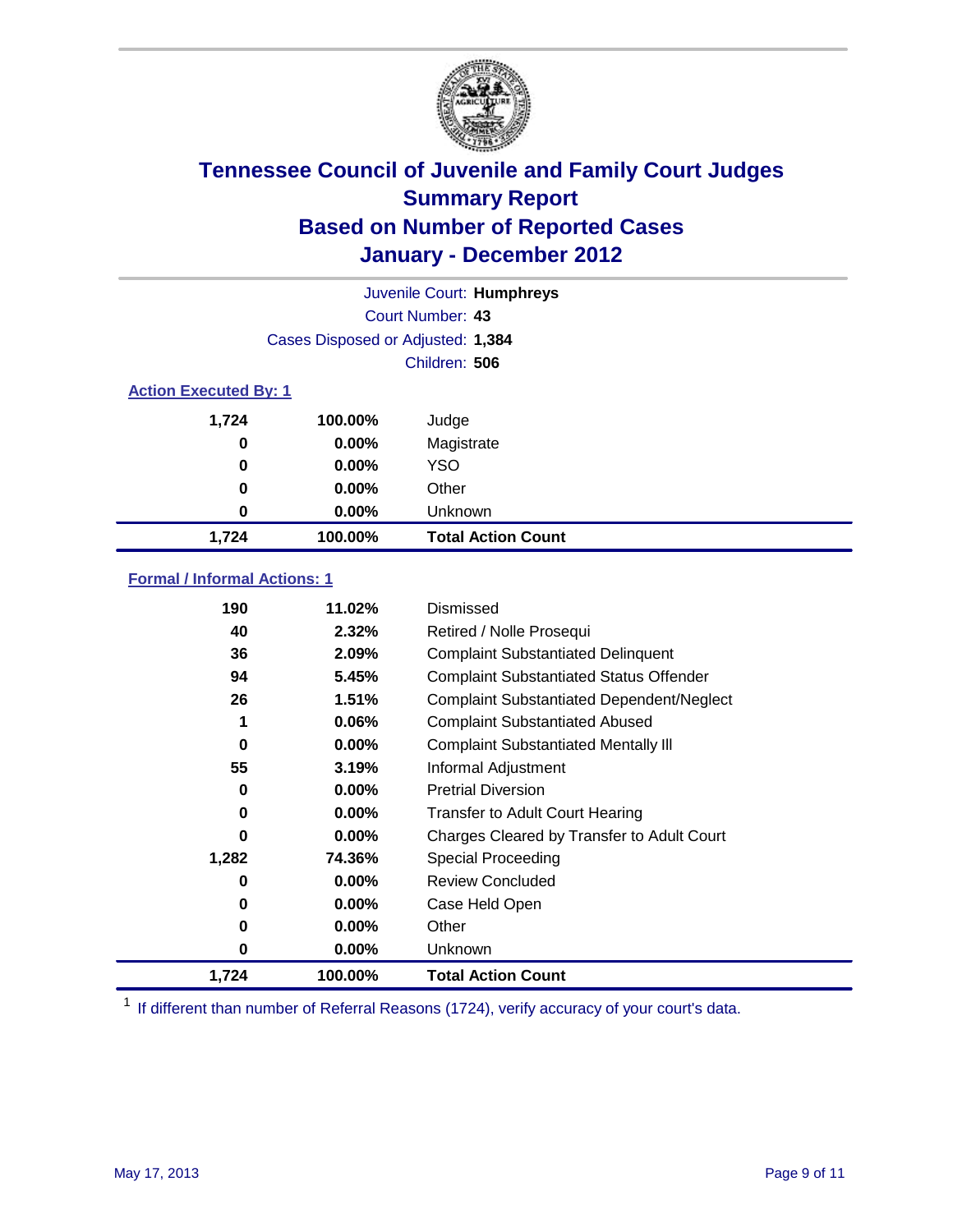# Tennessee Council of Juvenile and Family Court Judges
## Summary Report
## Based on Number of Reported Cases
## January - December 2012

Juvenile Court: **Humphreys**

Court Number: **43**

Cases Disposed or Adjusted: **1,384**

Children: **506**

### Action Executed By: 1

| | | |
|---|---|---|
| 1,724 | 100.00% | Judge |
| 0 | 0.00% | Magistrate |
| 0 | 0.00% | YSO |
| 0 | 0.00% | Other |
| 0 | 0.00% | Unknown |
| **1,724** | **100.00%** | **Total Action Count** |

### Formal / Informal Actions: 1

| | | |
|---|---|---|
| 190 | 11.02% | Dismissed |
| 40 | 2.32% | Retired / Nolle Prosequi |
| 36 | 2.09% | Complaint Substantiated Delinquent |
| 94 | 5.45% | Complaint Substantiated Status Offender |
| 26 | 1.51% | Complaint Substantiated Dependent/Neglect |
| 1 | 0.06% | Complaint Substantiated Abused |
| 0 | 0.00% | Complaint Substantiated Mentally Ill |
| 55 | 3.19% | Informal Adjustment |
| 0 | 0.00% | Pretrial Diversion |
| 0 | 0.00% | Transfer to Adult Court Hearing |
| 0 | 0.00% | Charges Cleared by Transfer to Adult Court |
| 1,282 | 74.36% | Special Proceeding |
| 0 | 0.00% | Review Concluded |
| 0 | 0.00% | Case Held Open |
| 0 | 0.00% | Other |
| 0 | 0.00% | Unknown |
| **1,724** | **100.00%** | **Total Action Count** |

[1] If different than number of Referral Reasons (1724), verify accuracy of your court's data.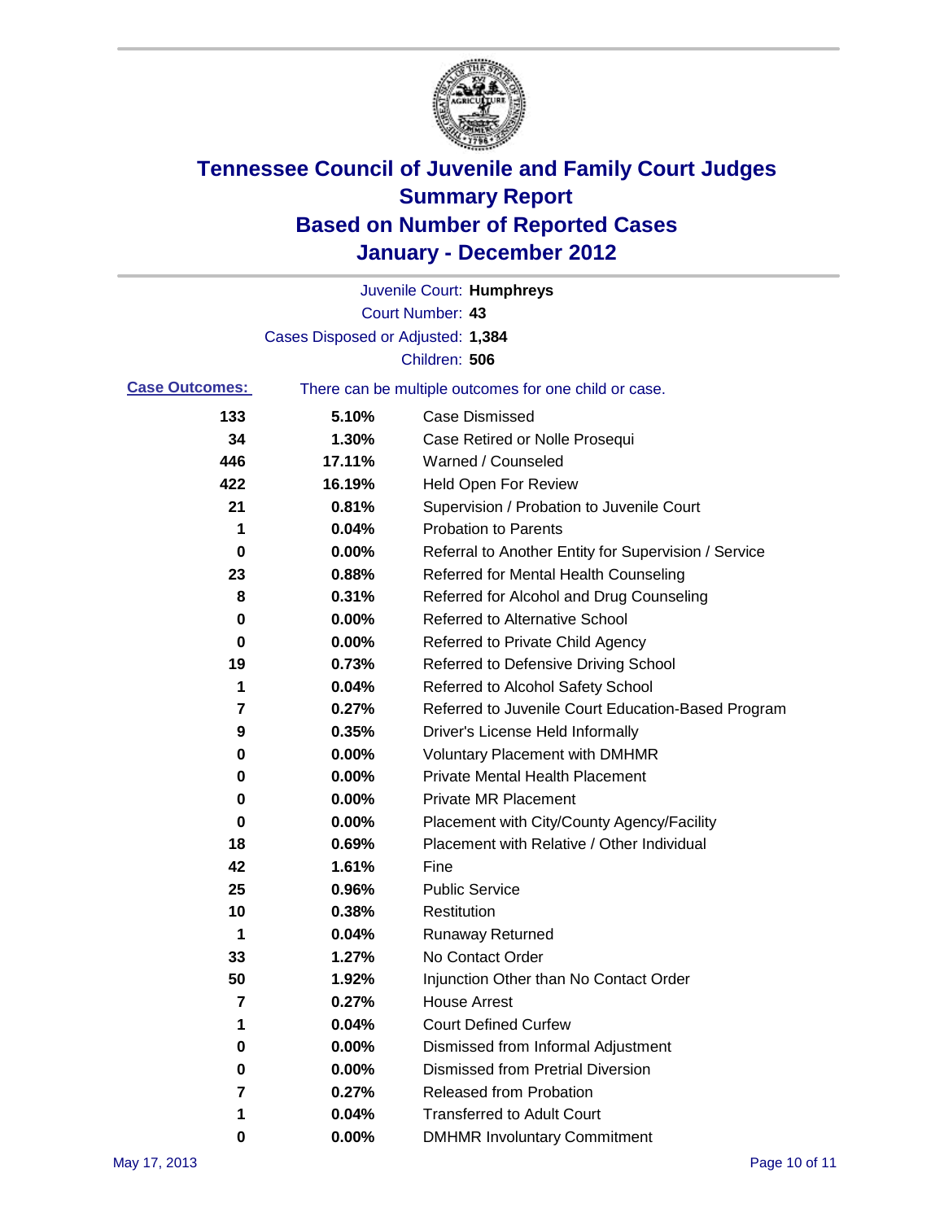# Tennessee Council of Juvenile and Family Court Judges
# Summary Report
# Based on Number of Reported Cases
# January - December 2012

Juvenile Court: **Humphreys**

Court Number: **43**

Cases Disposed or Adjusted: **1,384**

Children: **506**

**Case Outcomes:** There can be multiple outcomes for one child or case.

| Count | Percent | Outcome |
|---|---|---|
| 133 | 5.10% | Case Dismissed |
| 34 | 1.30% | Case Retired or Nolle Prosequi |
| 446 | 17.11% | Warned / Counseled |
| 422 | 16.19% | Held Open For Review |
| 21 | 0.81% | Supervision / Probation to Juvenile Court |
| 1 | 0.04% | Probation to Parents |
| 0 | 0.00% | Referral to Another Entity for Supervision / Service |
| 23 | 0.88% | Referred for Mental Health Counseling |
| 8 | 0.31% | Referred for Alcohol and Drug Counseling |
| 0 | 0.00% | Referred to Alternative School |
| 0 | 0.00% | Referred to Private Child Agency |
| 19 | 0.73% | Referred to Defensive Driving School |
| 1 | 0.04% | Referred to Alcohol Safety School |
| 7 | 0.27% | Referred to Juvenile Court Education-Based Program |
| 9 | 0.35% | Driver's License Held Informally |
| 0 | 0.00% | Voluntary Placement with DMHMR |
| 0 | 0.00% | Private Mental Health Placement |
| 0 | 0.00% | Private MR Placement |
| 0 | 0.00% | Placement with City/County Agency/Facility |
| 18 | 0.69% | Placement with Relative / Other Individual |
| 42 | 1.61% | Fine |
| 25 | 0.96% | Public Service |
| 10 | 0.38% | Restitution |
| 1 | 0.04% | Runaway Returned |
| 33 | 1.27% | No Contact Order |
| 50 | 1.92% | Injunction Other than No Contact Order |
| 7 | 0.27% | House Arrest |
| 1 | 0.04% | Court Defined Curfew |
| 0 | 0.00% | Dismissed from Informal Adjustment |
| 0 | 0.00% | Dismissed from Pretrial Diversion |
| 7 | 0.27% | Released from Probation |
| 1 | 0.04% | Transferred to Adult Court |
| 0 | 0.00% | DMHMR Involuntary Commitment |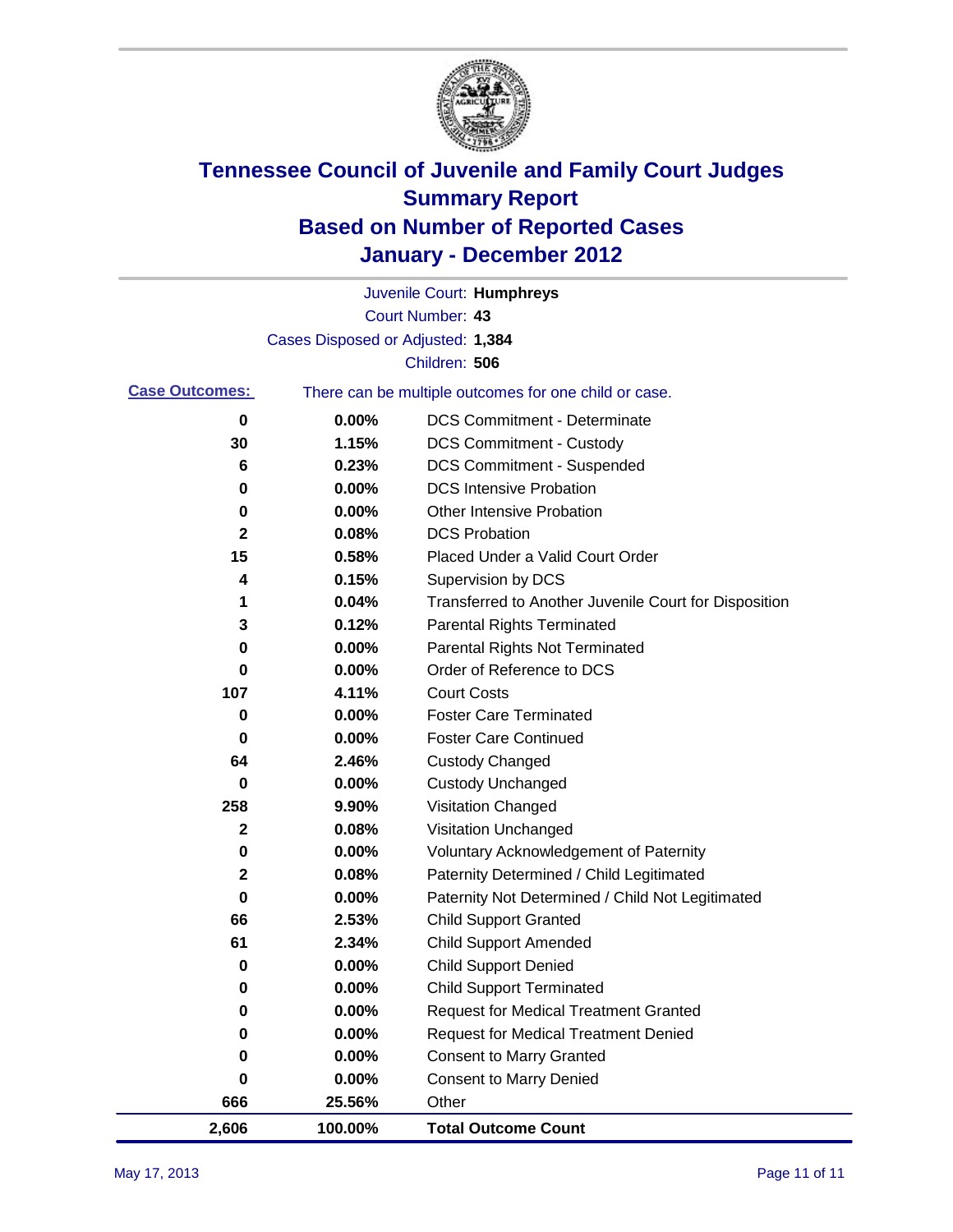# Tennessee Council of Juvenile and Family Court Judges
## Summary Report
## Based on Number of Reported Cases
## January - December 2012

Juvenile Court: **Humphreys**

Court Number: **43**

Cases Disposed or Adjusted: **1,384**

Children: **506**

**Case Outcomes:** There can be multiple outcomes for one child or case.

| | | |
|---|---|---|
| 0 | 0.00% | DCS Commitment - Determinate |
| 30 | 1.15% | DCS Commitment - Custody |
| 6 | 0.23% | DCS Commitment - Suspended |
| 0 | 0.00% | DCS Intensive Probation |
| 0 | 0.00% | Other Intensive Probation |
| 2 | 0.08% | DCS Probation |
| 15 | 0.58% | Placed Under a Valid Court Order |
| 4 | 0.15% | Supervision by DCS |
| 1 | 0.04% | Transferred to Another Juvenile Court for Disposition |
| 3 | 0.12% | Parental Rights Terminated |
| 0 | 0.00% | Parental Rights Not Terminated |
| 0 | 0.00% | Order of Reference to DCS |
| 107 | 4.11% | Court Costs |
| 0 | 0.00% | Foster Care Terminated |
| 0 | 0.00% | Foster Care Continued |
| 64 | 2.46% | Custody Changed |
| 0 | 0.00% | Custody Unchanged |
| 258 | 9.90% | Visitation Changed |
| 2 | 0.08% | Visitation Unchanged |
| 0 | 0.00% | Voluntary Acknowledgement of Paternity |
| 2 | 0.08% | Paternity Determined / Child Legitimated |
| 0 | 0.00% | Paternity Not Determined / Child Not Legitimated |
| 66 | 2.53% | Child Support Granted |
| 61 | 2.34% | Child Support Amended |
| 0 | 0.00% | Child Support Denied |
| 0 | 0.00% | Child Support Terminated |
| 0 | 0.00% | Request for Medical Treatment Granted |
| 0 | 0.00% | Request for Medical Treatment Denied |
| 0 | 0.00% | Consent to Marry Granted |
| 0 | 0.00% | Consent to Marry Denied |
| 666 | 25.56% | Other |
| **2,606** | **100.00%** | **Total Outcome Count** |